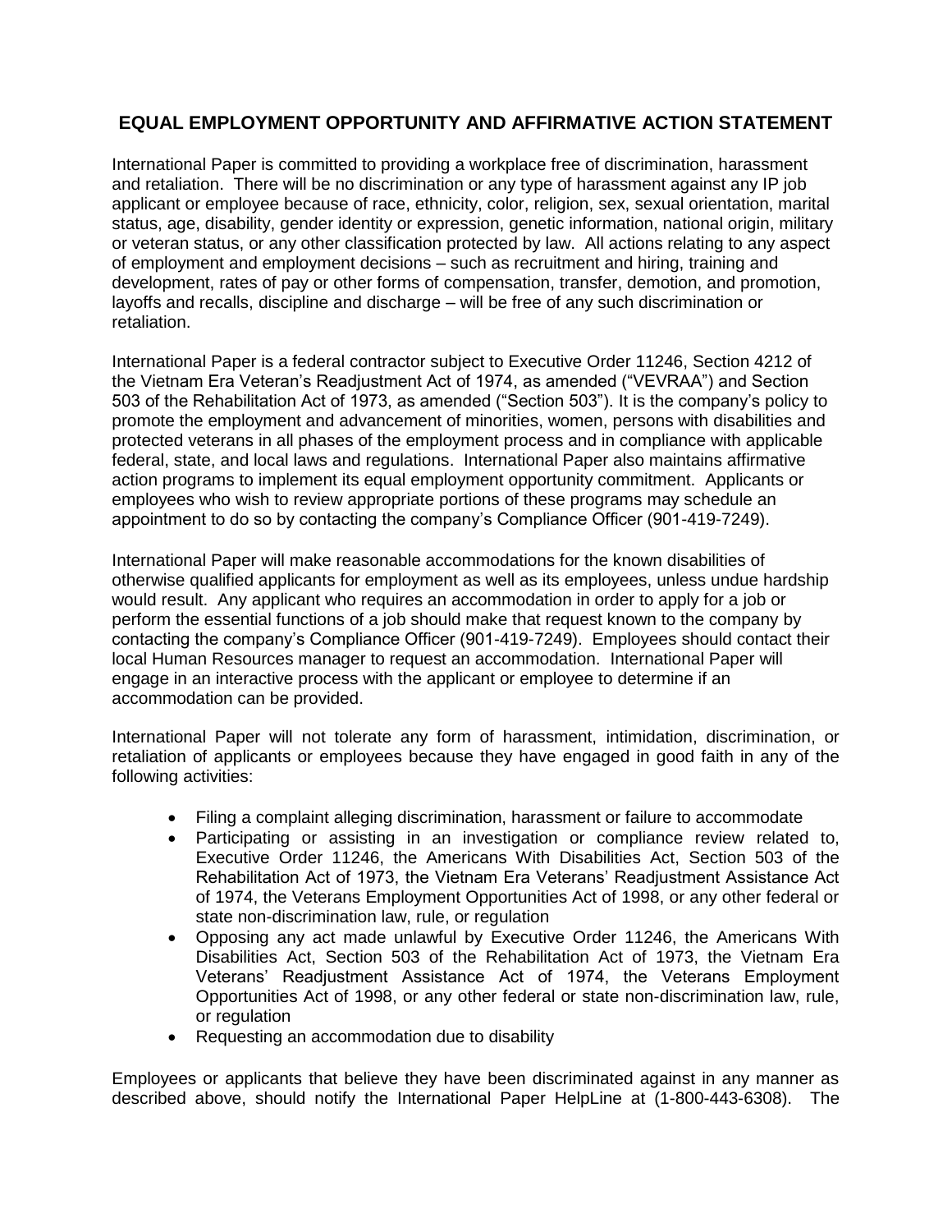## EQUAL EMPLOYMENT OPPORTUNITY AND AFFIRMATIVE ACTION STATEMENT

International Paper is committed to providing a workplace free of discrimination, harassment and retaliation. There will be no discrimination or any type of harassment against any IP job applicant or employee because of race, ethnicity, color, religion, sex, sexual orientation, marital status, age, disability, gender identity or expression, genetic information, national origin, military or veteran status, or any other classification protected by law. All actions relating to any aspect of employment and employment decisions – such as recruitment and hiring, training and development, rates of pay or other forms of compensation, transfer, demotion, and promotion, layoffs and recalls, discipline and discharge – will be free of any such discrimination or retaliation.

International Paper is a federal contractor subject to Executive Order 11246, Section 4212 of the Vietnam Era Veteran's Readjustment Act of 1974, as amended ("VEVRAA") and Section 503 of the Rehabilitation Act of 1973, as amended ("Section 503"). It is the company's policy to promote the employment and advancement of minorities, women, persons with disabilities and protected veterans in all phases of the employment process and in compliance with applicable federal, state, and local laws and regulations. International Paper also maintains affirmative action programs to implement its equal employment opportunity commitment. Applicants or employees who wish to review appropriate portions of these programs may schedule an appointment to do so by contacting the company's Compliance Officer (901-419-7249).

International Paper will make reasonable accommodations for the known disabilities of otherwise qualified applicants for employment as well as its employees, unless undue hardship would result. Any applicant who requires an accommodation in order to apply for a job or perform the essential functions of a job should make that request known to the company by contacting the company's Compliance Officer (901-419-7249). Employees should contact their local Human Resources manager to request an accommodation. International Paper will engage in an interactive process with the applicant or employee to determine if an accommodation can be provided.

International Paper will not tolerate any form of harassment, intimidation, discrimination, or retaliation of applicants or employees because they have engaged in good faith in any of the following activities:

- Filing a complaint alleging discrimination, harassment or failure to accommodate
- Participating or assisting in an investigation or compliance review related to, Executive Order 11246, the Americans With Disabilities Act, Section 503 of the Rehabilitation Act of 1973, the Vietnam Era Veterans' Readjustment Assistance Act of 1974, the Veterans Employment Opportunities Act of 1998, or any other federal or state non-discrimination law, rule, or regulation
- Opposing any act made unlawful by Executive Order 11246, the Americans With Disabilities Act, Section 503 of the Rehabilitation Act of 1973, the Vietnam Era Veterans' Readjustment Assistance Act of 1974, the Veterans Employment Opportunities Act of 1998, or any other federal or state non-discrimination law, rule, or regulation
- Requesting an accommodation due to disability

Employees or applicants that believe they have been discriminated against in any manner as described above, should notify the International Paper HelpLine at (1-800-443-6308). The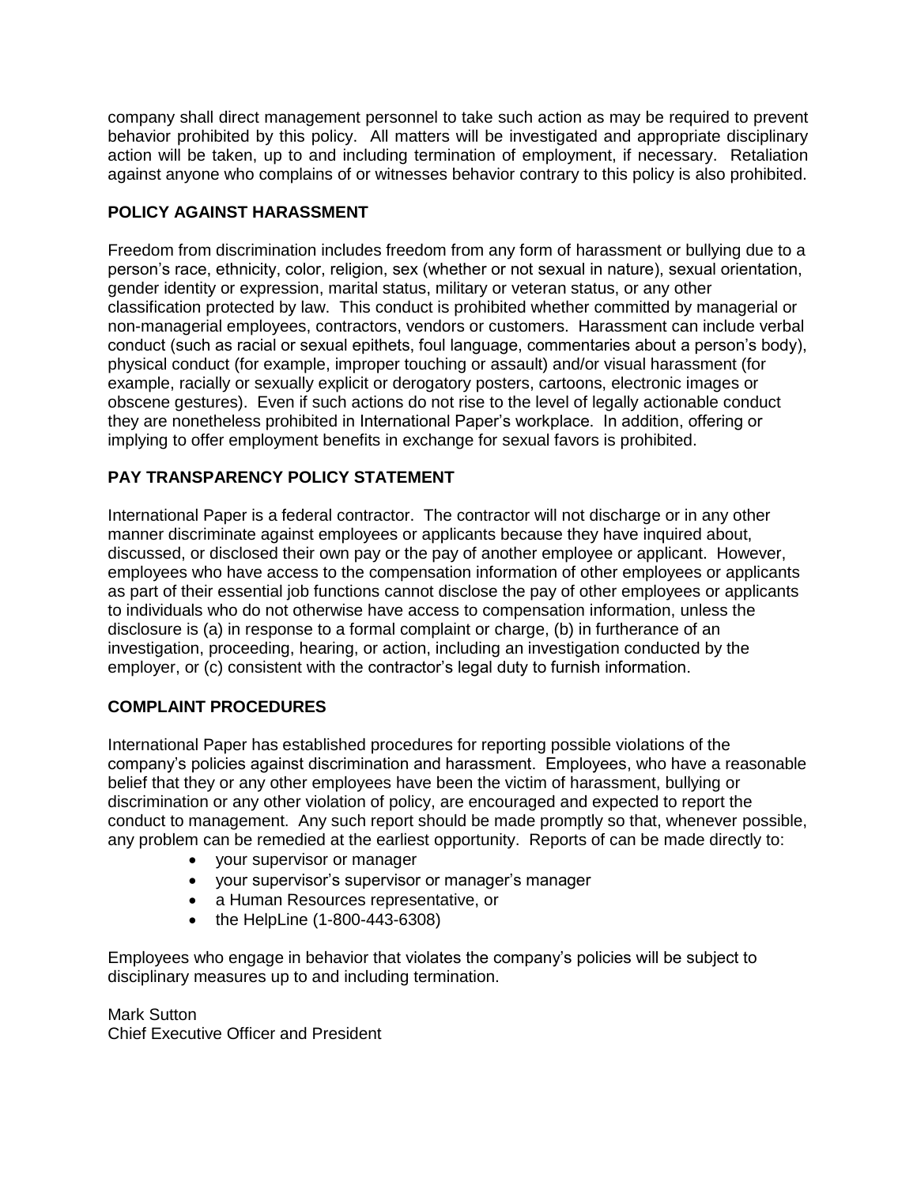company shall direct management personnel to take such action as may be required to prevent behavior prohibited by this policy. All matters will be investigated and appropriate disciplinary action will be taken, up to and including termination of employment, if necessary. Retaliation against anyone who complains of or witnesses behavior contrary to this policy is also prohibited.

## POLICY AGAINST HARASSMENT

Freedom from discrimination includes freedom from any form of harassment or bullying due to a person's race, ethnicity, color, religion, sex (whether or not sexual in nature), sexual orientation, gender identity or expression, marital status, military or veteran status, or any other classification protected by law. This conduct is prohibited whether committed by managerial or non-managerial employees, contractors, vendors or customers. Harassment can include verbal conduct (such as racial or sexual epithets, foul language, commentaries about a person's body), physical conduct (for example, improper touching or assault) and/or visual harassment (for example, racially or sexually explicit or derogatory posters, cartoons, electronic images or obscene gestures). Even if such actions do not rise to the level of legally actionable conduct they are nonetheless prohibited in International Paper's workplace. In addition, offering or implying to offer employment benefits in exchange for sexual favors is prohibited.

## PAY TRANSPARENCY POLICY STATEMENT

International Paper is a federal contractor. The contractor will not discharge or in any other manner discriminate against employees or applicants because they have inquired about, discussed, or disclosed their own pay or the pay of another employee or applicant. However, employees who have access to the compensation information of other employees or applicants as part of their essential job functions cannot disclose the pay of other employees or applicants to individuals who do not otherwise have access to compensation information, unless the disclosure is (a) in response to a formal complaint or charge, (b) in furtherance of an investigation, proceeding, hearing, or action, including an investigation conducted by the employer, or (c) consistent with the contractor's legal duty to furnish information.

## COMPLAINT PROCEDURES

International Paper has established procedures for reporting possible violations of the company's policies against discrimination and harassment. Employees, who have a reasonable belief that they or any other employees have been the victim of harassment, bullying or discrimination or any other violation of policy, are encouraged and expected to report the conduct to management. Any such report should be made promptly so that, whenever possible, any problem can be remedied at the earliest opportunity. Reports of can be made directly to:

- your supervisor or manager
- your supervisor's supervisor or manager's manager
- a Human Resources representative, or
- the HelpLine (1-800-443-6308)

Employees who engage in behavior that violates the company's policies will be subject to disciplinary measures up to and including termination.

Mark Sutton
Chief Executive Officer and President